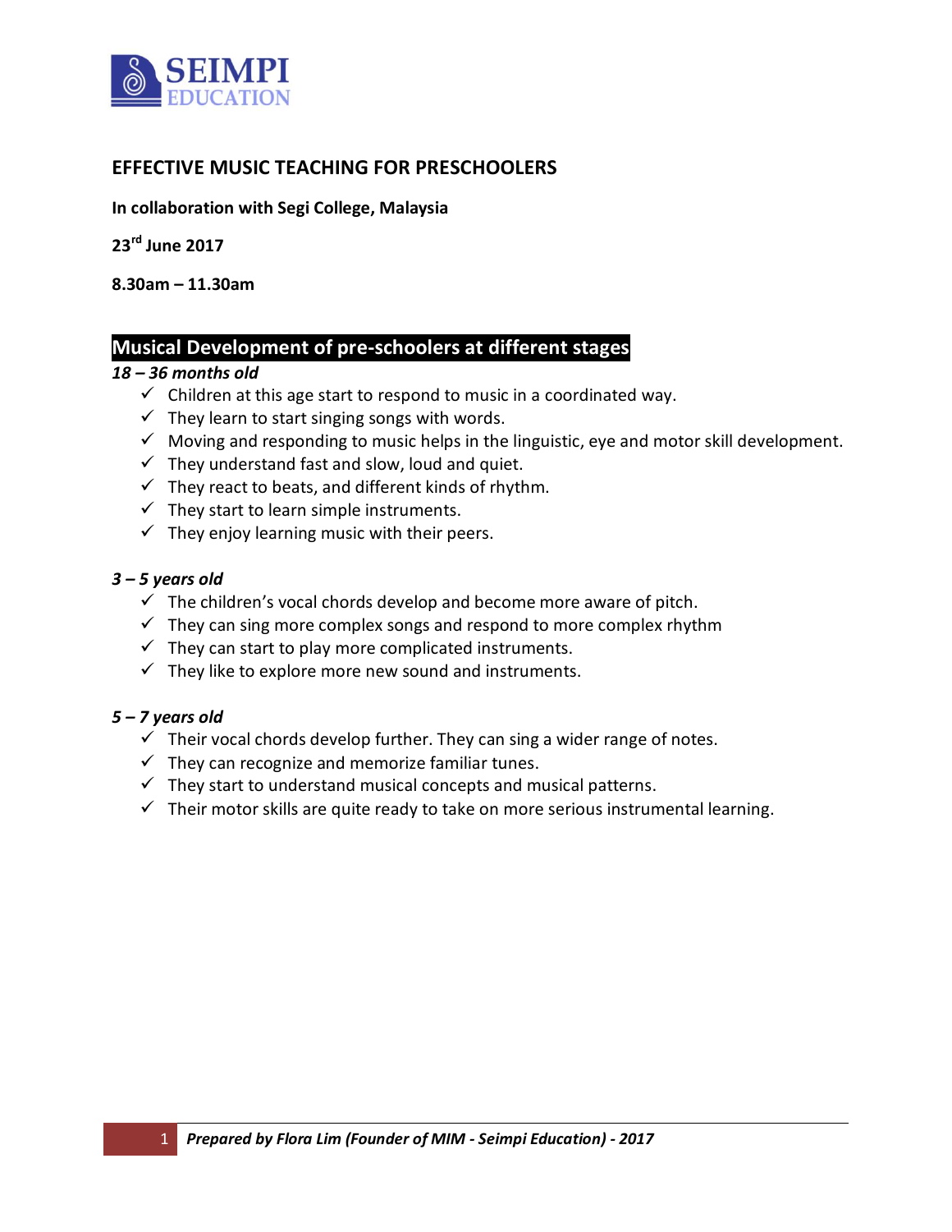SEIMPI EDUCATION

# EFFECTIVE MUSIC TEACHING FOR PRESCHOOLERS

**In collaboration with Segi College, Malaysia**

**23rd June 2017**

**8.30am – 11.30am**

## Musical Development of pre-schoolers at different stages

***18 – 36 months old***

- ✓ Children at this age start to respond to music in a coordinated way.
- ✓ They learn to start singing songs with words.
- ✓ Moving and responding to music helps in the linguistic, eye and motor skill development.
- ✓ They understand fast and slow, loud and quiet.
- ✓ They react to beats, and different kinds of rhythm.
- ✓ They start to learn simple instruments.
- ✓ They enjoy learning music with their peers.

***3 – 5 years old***

- ✓ The children's vocal chords develop and become more aware of pitch.
- ✓ They can sing more complex songs and respond to more complex rhythm
- ✓ They can start to play more complicated instruments.
- ✓ They like to explore more new sound and instruments.

***5 – 7 years old***

- ✓ Their vocal chords develop further. They can sing a wider range of notes.
- ✓ They can recognize and memorize familiar tunes.
- ✓ They start to understand musical concepts and musical patterns.
- ✓ Their motor skills are quite ready to take on more serious instrumental learning.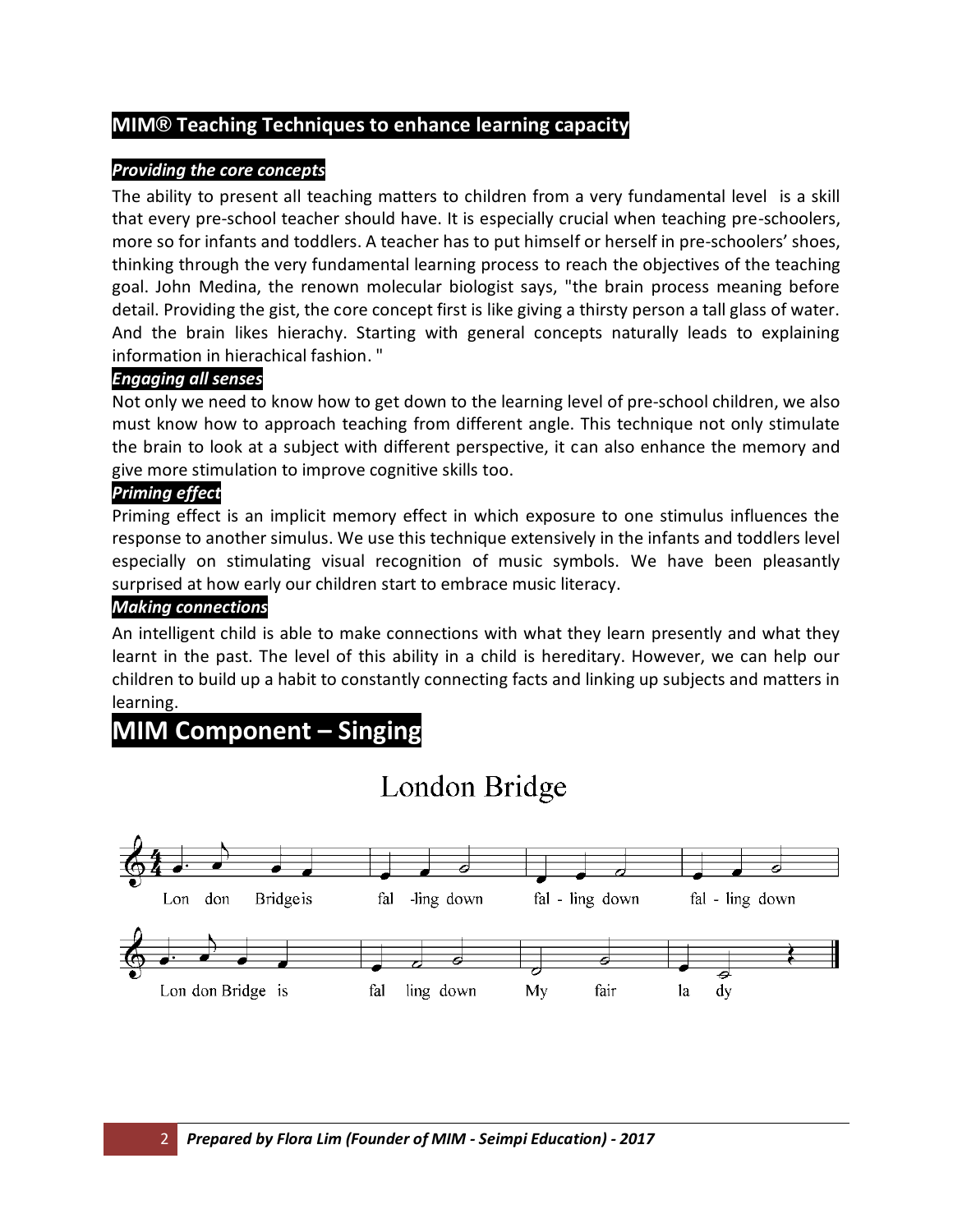## MIM® Teaching Techniques to enhance learning capacity

### *Providing the core concepts*

The ability to present all teaching matters to children from a very fundamental level is a skill that every pre-school teacher should have. It is especially crucial when teaching pre-schoolers, more so for infants and toddlers. A teacher has to put himself or herself in pre-schoolers' shoes, thinking through the very fundamental learning process to reach the objectives of the teaching goal. John Medina, the renown molecular biologist says, "the brain process meaning before detail. Providing the gist, the core concept first is like giving a thirsty person a tall glass of water. And the brain likes hierachy. Starting with general concepts naturally leads to explaining information in hierachical fashion. "

### *Engaging all senses*

Not only we need to know how to get down to the learning level of pre-school children, we also must know how to approach teaching from different angle. This technique not only stimulate the brain to look at a subject with different perspective, it can also enhance the memory and give more stimulation to improve cognitive skills too.

### *Priming effect*

Priming effect is an implicit memory effect in which exposure to one stimulus influences the response to another simulus. We use this technique extensively in the infants and toddlers level especially on stimulating visual recognition of music symbols. We have been pleasantly surprised at how early our children start to embrace music literacy.

### *Making connections*

An intelligent child is able to make connections with what they learn presently and what they learnt in the past. The level of this ability in a child is hereditary. However, we can help our children to build up a habit to constantly connecting facts and linking up subjects and matters in learning.

# MIM Component – Singing

## London Bridge

Lon don Bridgeis fal -ling down fal - ling down fal - ling down

Lon don Bridge is fal ling down My fair la dy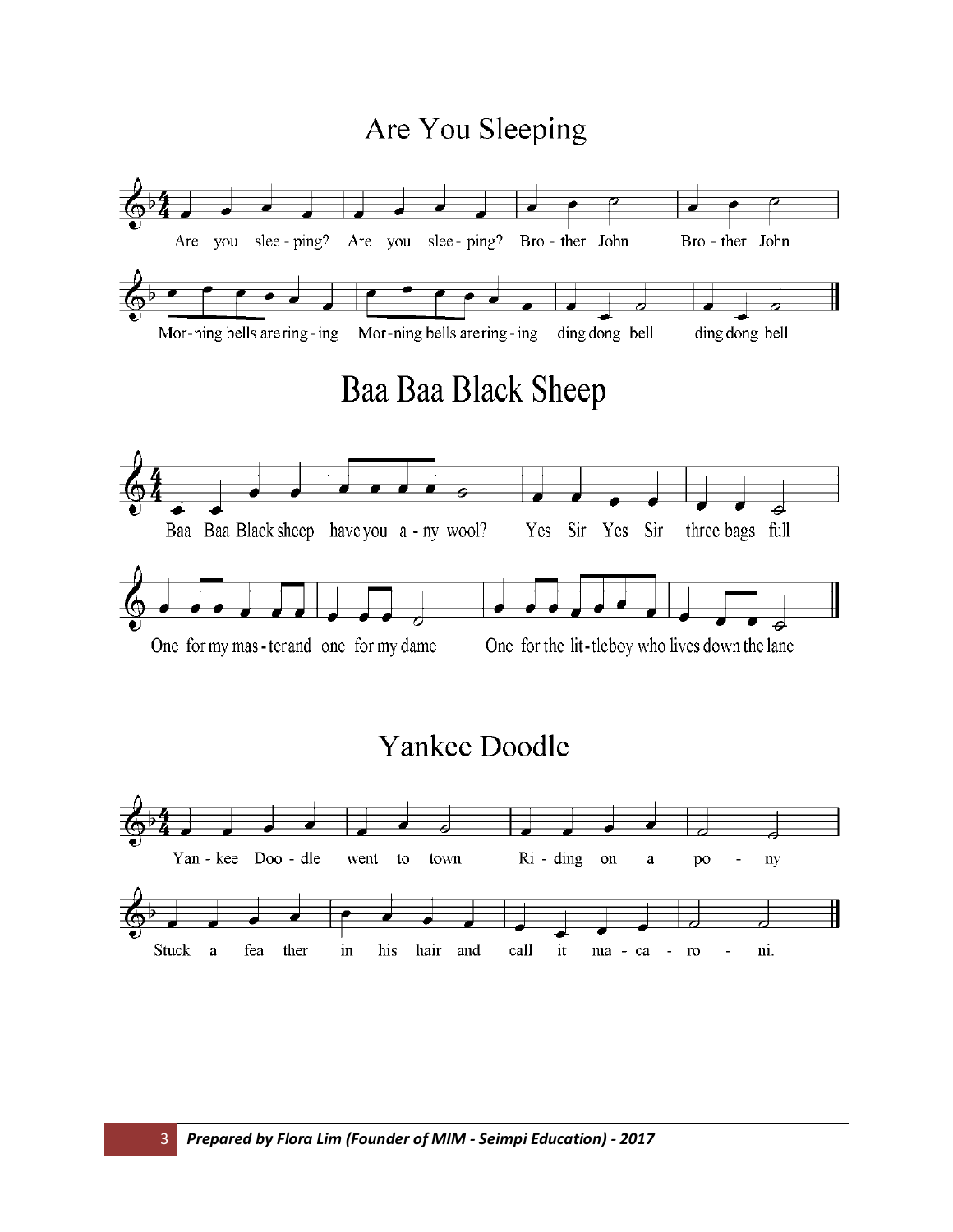# Are You Sleeping

Are you slee - ping? Are you slee - ping? Bro - ther John Bro - ther John

Mor - ning bells are ring - ing Mor - ning bells are ring - ing ding dong bell ding dong bell

# Baa Baa Black Sheep

Baa Baa Black sheep have you a - ny wool? Yes Sir Yes Sir three bags full

One for my mas - ter and one for my dame One for the lit - tle boy who lives down the lane

# Yankee Doodle

Yan - kee Doo - dle went to town Ri - ding on a po - ny

Stuck a fea ther in his hair and call it ma - ca - ro - ni.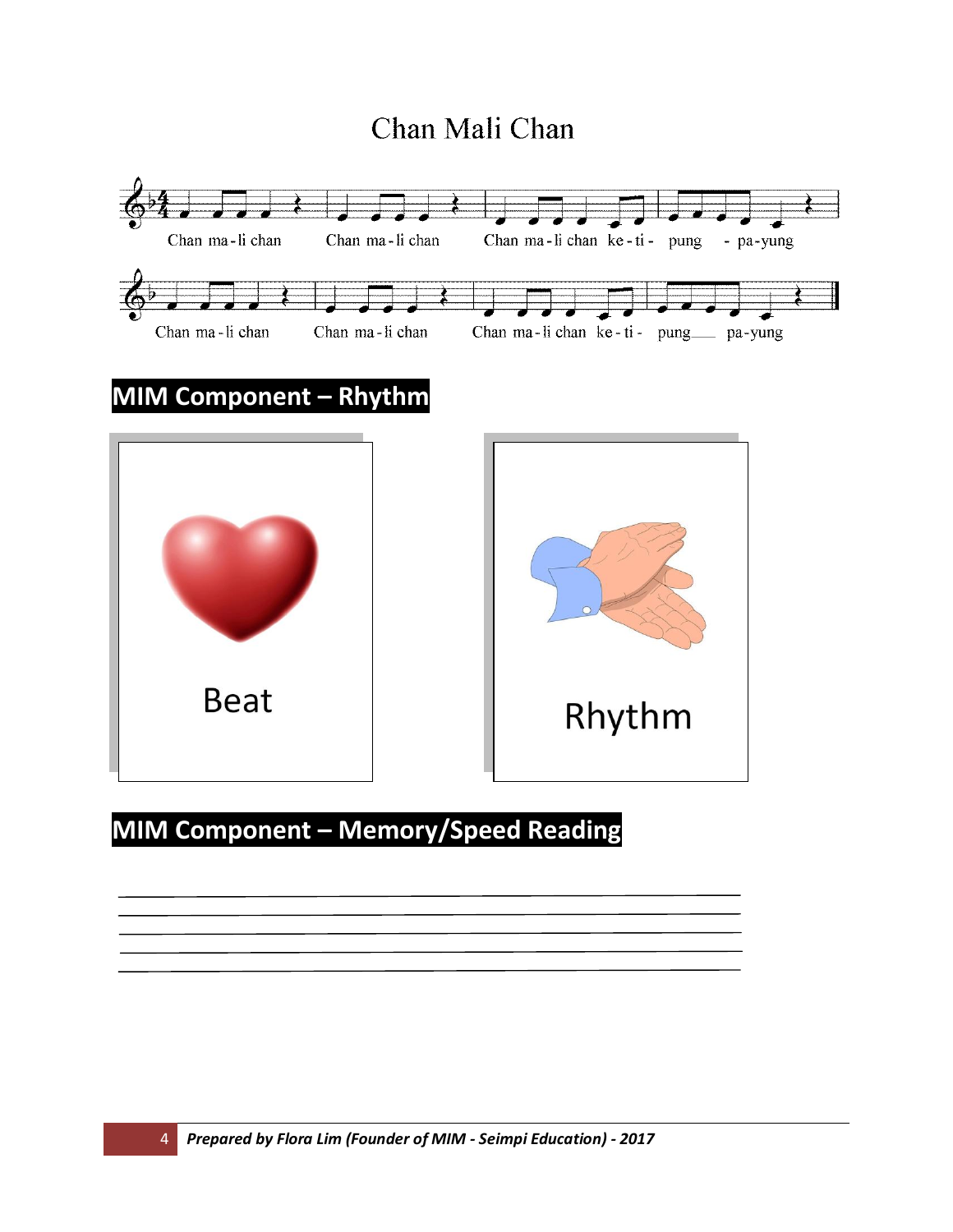# Chan Mali Chan

Chan ma-li chan Chan ma-li chan Chan ma-li chan ke-ti- pung - pa-yung

Chan ma-li chan Chan ma-li chan Chan ma-li chan ke-ti- pung___ pa-yung

## MIM Component – Rhythm

Beat

Rhythm

## MIM Component – Memory/Speed Reading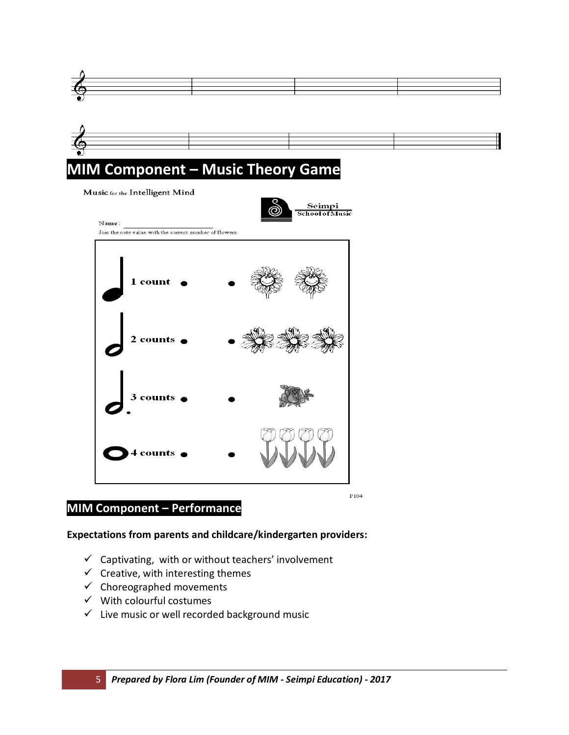## MIM Component – Music Theory Game

Music for the Intelligent Mind

Seimpi School of Music

Name: ____________________

Join the note value with the correct number of flowers.

1 count

2 counts

3 counts

4 counts

P104

## MIM Component – Performance

**Expectations from parents and childcare/kindergarten providers:**

- ✓ Captivating, with or without teachers' involvement
- ✓ Creative, with interesting themes
- ✓ Choreographed movements
- ✓ With colourful costumes
- ✓ Live music or well recorded background music